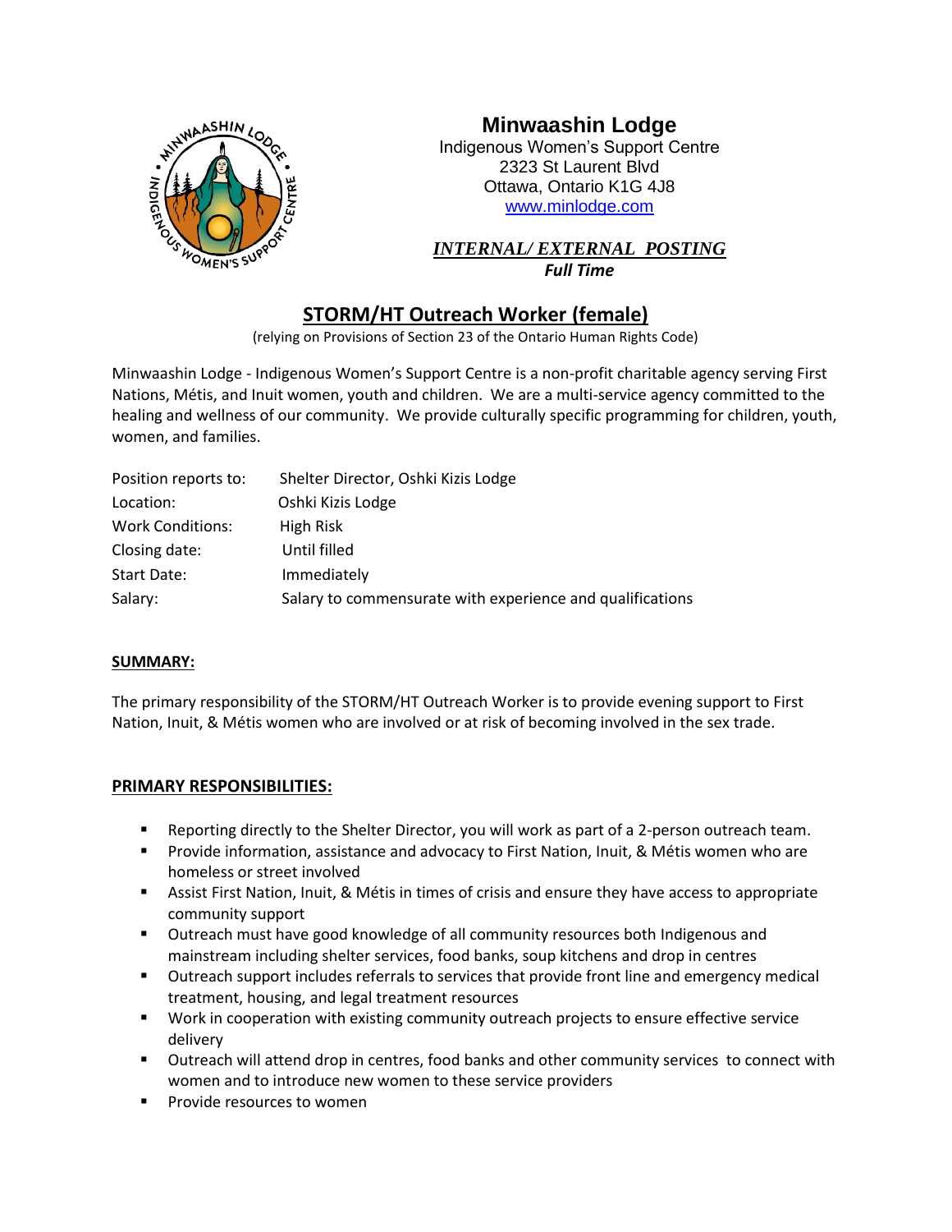# Minwaashin Lodge

Indigenous Women's Support Centre
2323 St Laurent Blvd
Ottawa, Ontario K1G 4J8
www.minlodge.com

***INTERNAL/ EXTERNAL POSTING***
***Full Time***

## STORM/HT Outreach Worker (female)

(relying on Provisions of Section 23 of the Ontario Human Rights Code)

Minwaashin Lodge - Indigenous Women's Support Centre is a non-profit charitable agency serving First Nations, Métis, and Inuit women, youth and children. We are a multi-service agency committed to the healing and wellness of our community. We provide culturally specific programming for children, youth, women, and families.

| | |
|---|---|
| Position reports to: | Shelter Director, Oshki Kizis Lodge |
| Location: | Oshki Kizis Lodge |
| Work Conditions: | High Risk |
| Closing date: | Until filled |
| Start Date: | Immediately |
| Salary: | Salary to commensurate with experience and qualifications |

**SUMMARY:**

The primary responsibility of the STORM/HT Outreach Worker is to provide evening support to First Nation, Inuit, & Métis women who are involved or at risk of becoming involved in the sex trade.

**PRIMARY RESPONSIBILITIES:**

- Reporting directly to the Shelter Director, you will work as part of a 2-person outreach team.
- Provide information, assistance and advocacy to First Nation, Inuit, & Métis women who are homeless or street involved
- Assist First Nation, Inuit, & Métis in times of crisis and ensure they have access to appropriate community support
- Outreach must have good knowledge of all community resources both Indigenous and mainstream including shelter services, food banks, soup kitchens and drop in centres
- Outreach support includes referrals to services that provide front line and emergency medical treatment, housing, and legal treatment resources
- Work in cooperation with existing community outreach projects to ensure effective service delivery
- Outreach will attend drop in centres, food banks and other community services to connect with women and to introduce new women to these service providers
- Provide resources to women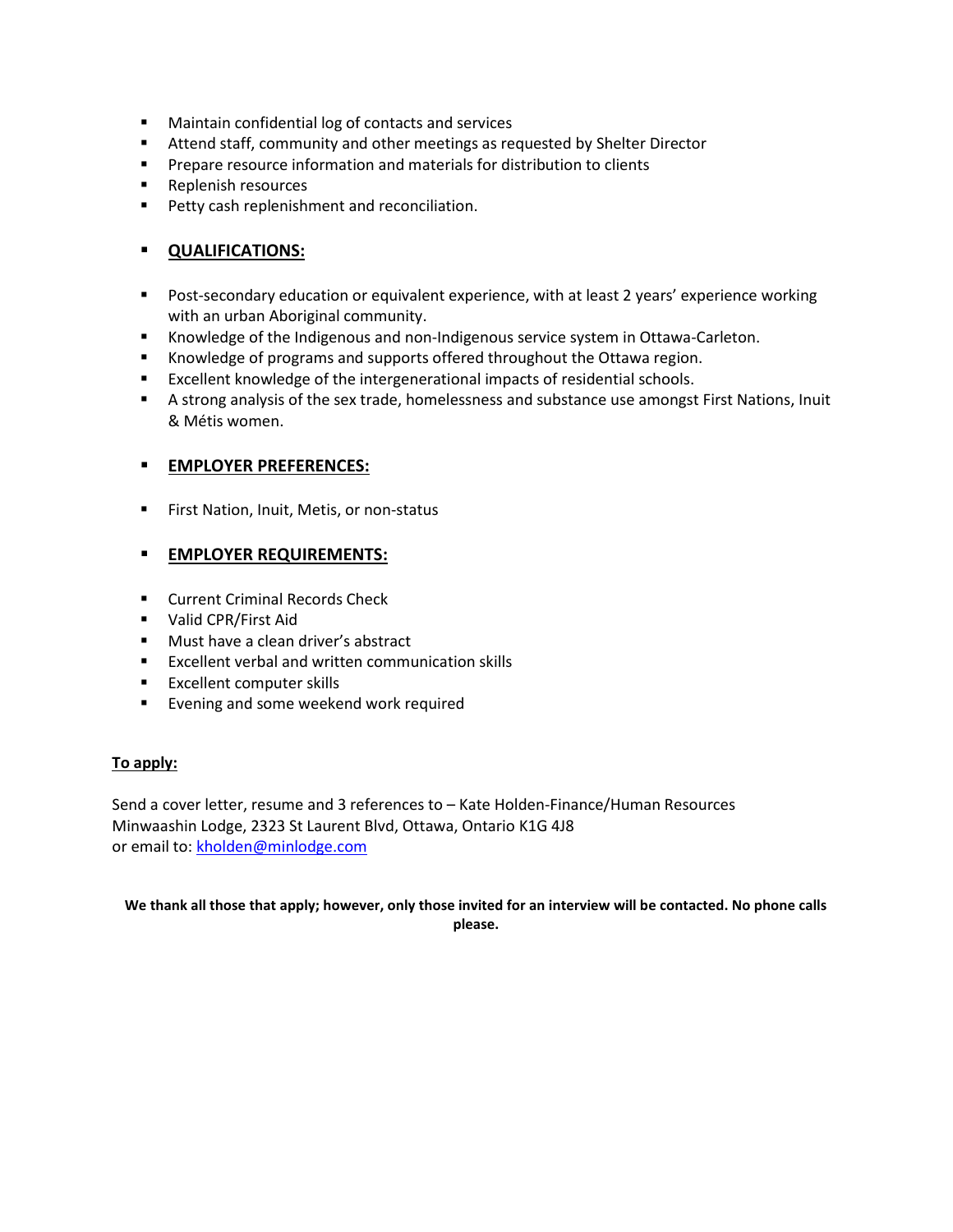- Maintain confidential log of contacts and services
- Attend staff, community and other meetings as requested by Shelter Director
- Prepare resource information and materials for distribution to clients
- Replenish resources
- Petty cash replenishment and reconciliation.

- **QUALIFICATIONS:**

- Post-secondary education or equivalent experience, with at least 2 years' experience working with an urban Aboriginal community.
- Knowledge of the Indigenous and non-Indigenous service system in Ottawa-Carleton.
- Knowledge of programs and supports offered throughout the Ottawa region.
- Excellent knowledge of the intergenerational impacts of residential schools.
- A strong analysis of the sex trade, homelessness and substance use amongst First Nations, Inuit & Métis women.

- **EMPLOYER PREFERENCES:**

- First Nation, Inuit, Metis, or non-status

- **EMPLOYER REQUIREMENTS:**

- Current Criminal Records Check
- Valid CPR/First Aid
- Must have a clean driver's abstract
- Excellent verbal and written communication skills
- Excellent computer skills
- Evening and some weekend work required

**To apply:**

Send a cover letter, resume and 3 references to – Kate Holden-Finance/Human Resources
Minwaashin Lodge, 2323 St Laurent Blvd, Ottawa, Ontario K1G 4J8
or email to: kholden@minlodge.com

**We thank all those that apply; however, only those invited for an interview will be contacted. No phone calls please.**